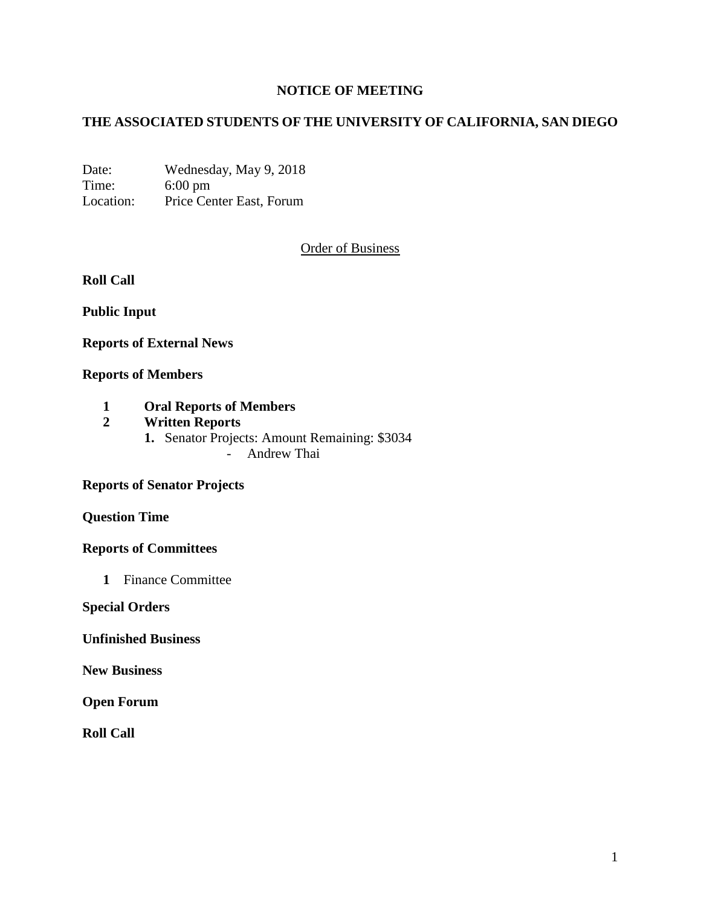# NOTICE OF MEETING

## THE ASSOCIATED STUDENTS OF THE UNIVERSITY OF CALIFORNIA, SAN DIEGO

Date: Wednesday, May 9, 2018
Time: 6:00 pm
Location: Price Center East, Forum

<u>Order of Business</u>

**Roll Call**

**Public Input**

**Reports of External News**

**Reports of Members**

**1 Oral Reports of Members**

**2 Written Reports**

1. Senator Projects: Amount Remaining: $3034
    - Andrew Thai

**Reports of Senator Projects**

**Question Time**

**Reports of Committees**

**1** Finance Committee

**Special Orders**

**Unfinished Business**

**New Business**

**Open Forum**

**Roll Call**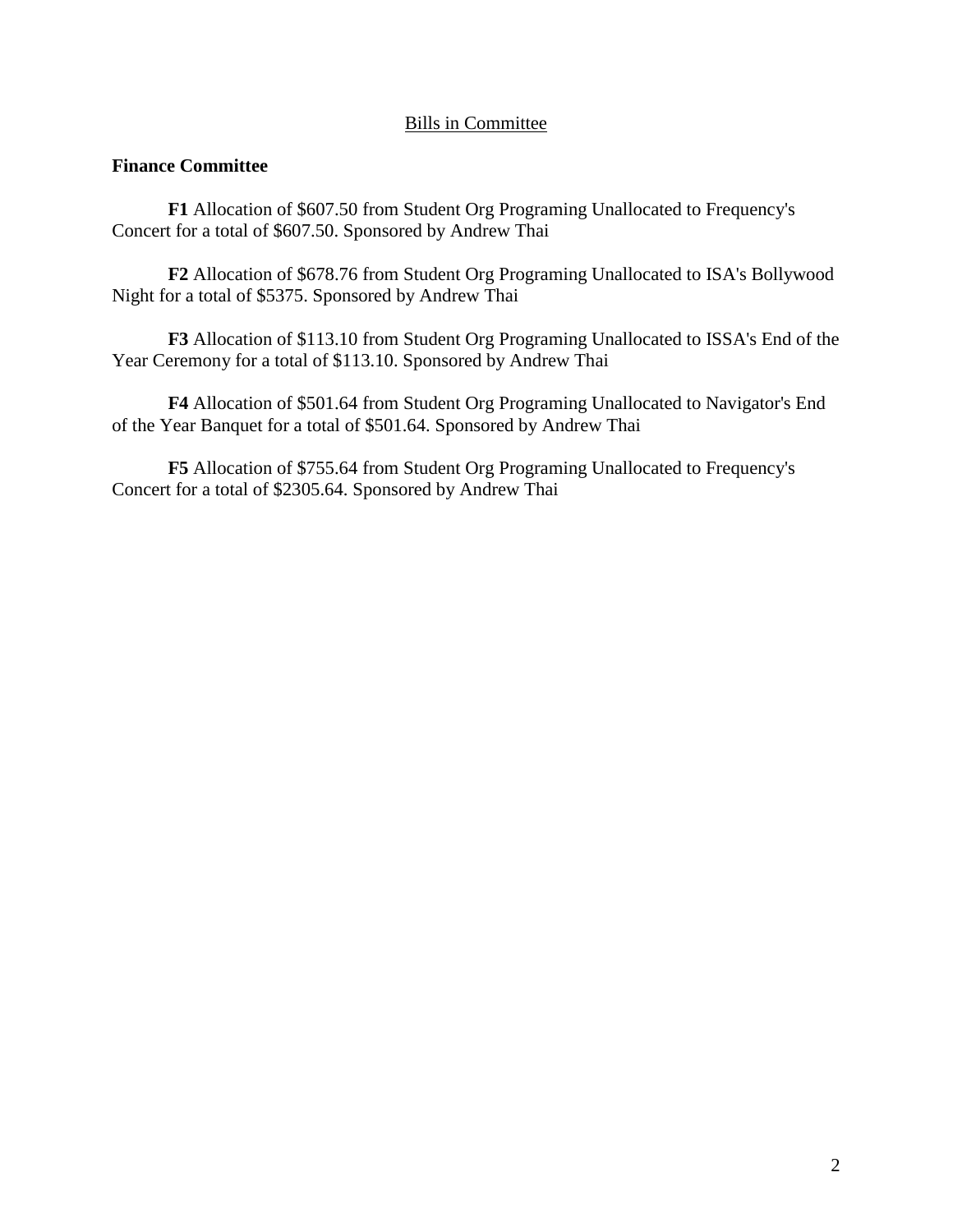## Bills in Committee

### Finance Committee

**F1** Allocation of $607.50 from Student Org Programing Unallocated to Frequency's Concert for a total of $607.50. Sponsored by Andrew Thai

**F2** Allocation of $678.76 from Student Org Programing Unallocated to ISA's Bollywood Night for a total of $5375. Sponsored by Andrew Thai

**F3** Allocation of $113.10 from Student Org Programing Unallocated to ISSA's End of the Year Ceremony for a total of $113.10. Sponsored by Andrew Thai

**F4** Allocation of $501.64 from Student Org Programing Unallocated to Navigator's End of the Year Banquet for a total of $501.64. Sponsored by Andrew Thai

**F5** Allocation of $755.64 from Student Org Programing Unallocated to Frequency's Concert for a total of $2305.64. Sponsored by Andrew Thai